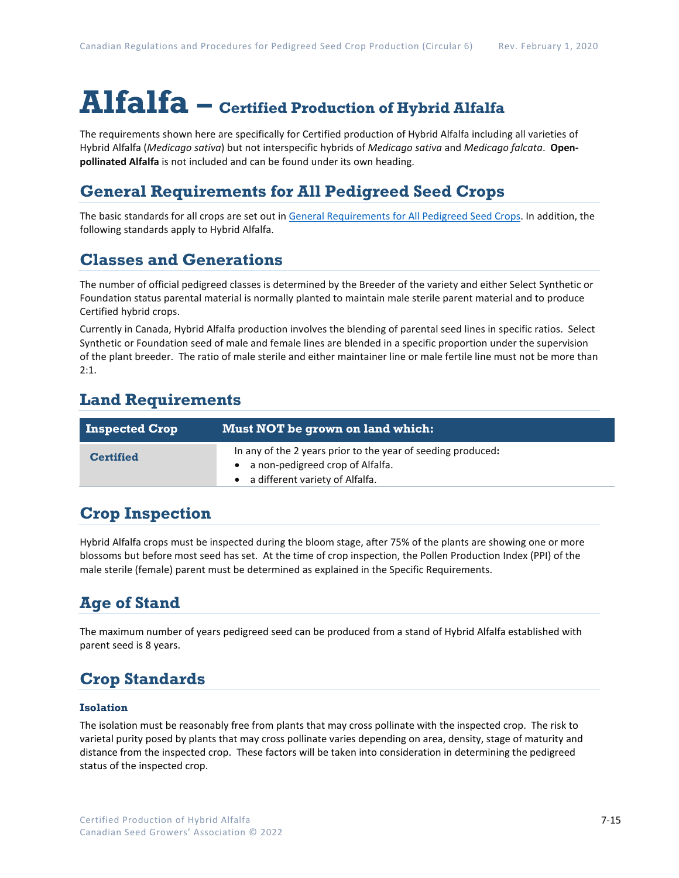# Alfalfa – Certified Production of Hybrid Alfalfa

The requirements shown here are specifically for Certified production of Hybrid Alfalfa including all varieties of Hybrid Alfalfa (*Medicago sativa*) but not interspecific hybrids of *Medicago sativa* and *Medicago falcata*. **Open-pollinated Alfalfa** is not included and can be found under its own heading.

## General Requirements for All Pedigreed Seed Crops

The basic standards for all crops are set out in General Requirements for All Pedigreed Seed Crops. In addition, the following standards apply to Hybrid Alfalfa.

## Classes and Generations

The number of official pedigreed classes is determined by the Breeder of the variety and either Select Synthetic or Foundation status parental material is normally planted to maintain male sterile parent material and to produce Certified hybrid crops.

Currently in Canada, Hybrid Alfalfa production involves the blending of parental seed lines in specific ratios. Select Synthetic or Foundation seed of male and female lines are blended in a specific proportion under the supervision of the plant breeder. The ratio of male sterile and either maintainer line or male fertile line must not be more than 2:1.

## Land Requirements

| Inspected Crop | Must NOT be grown on land which: |
|---|---|
| **Certified** | In any of the 2 years prior to the year of seeding produced**:**<br>• a non-pedigreed crop of Alfalfa.<br>• a different variety of Alfalfa. |

## Crop Inspection

Hybrid Alfalfa crops must be inspected during the bloom stage, after 75% of the plants are showing one or more blossoms but before most seed has set. At the time of crop inspection, the Pollen Production Index (PPI) of the male sterile (female) parent must be determined as explained in the Specific Requirements.

## Age of Stand

The maximum number of years pedigreed seed can be produced from a stand of Hybrid Alfalfa established with parent seed is 8 years.

## Crop Standards

### Isolation

The isolation must be reasonably free from plants that may cross pollinate with the inspected crop. The risk to varietal purity posed by plants that may cross pollinate varies depending on area, density, stage of maturity and distance from the inspected crop. These factors will be taken into consideration in determining the pedigreed status of the inspected crop.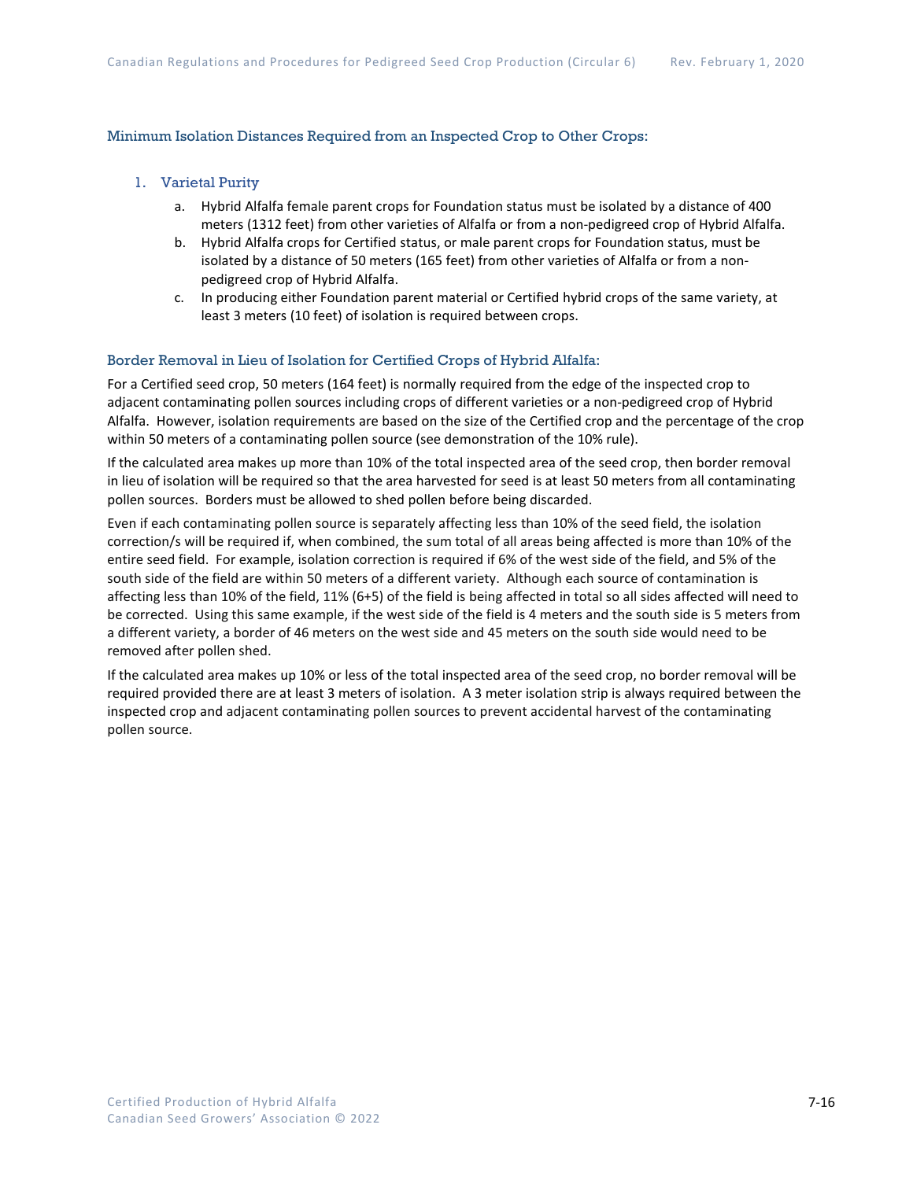### Minimum Isolation Distances Required from an Inspected Crop to Other Crops:

1. Varietal Purity
    a. Hybrid Alfalfa female parent crops for Foundation status must be isolated by a distance of 400 meters (1312 feet) from other varieties of Alfalfa or from a non-pedigreed crop of Hybrid Alfalfa.
    b. Hybrid Alfalfa crops for Certified status, or male parent crops for Foundation status, must be isolated by a distance of 50 meters (165 feet) from other varieties of Alfalfa or from a non-pedigreed crop of Hybrid Alfalfa.
    c. In producing either Foundation parent material or Certified hybrid crops of the same variety, at least 3 meters (10 feet) of isolation is required between crops.

### Border Removal in Lieu of Isolation for Certified Crops of Hybrid Alfalfa:

For a Certified seed crop, 50 meters (164 feet) is normally required from the edge of the inspected crop to adjacent contaminating pollen sources including crops of different varieties or a non-pedigreed crop of Hybrid Alfalfa. However, isolation requirements are based on the size of the Certified crop and the percentage of the crop within 50 meters of a contaminating pollen source (see demonstration of the 10% rule).

If the calculated area makes up more than 10% of the total inspected area of the seed crop, then border removal in lieu of isolation will be required so that the area harvested for seed is at least 50 meters from all contaminating pollen sources. Borders must be allowed to shed pollen before being discarded.

Even if each contaminating pollen source is separately affecting less than 10% of the seed field, the isolation correction/s will be required if, when combined, the sum total of all areas being affected is more than 10% of the entire seed field. For example, isolation correction is required if 6% of the west side of the field, and 5% of the south side of the field are within 50 meters of a different variety. Although each source of contamination is affecting less than 10% of the field, 11% (6+5) of the field is being affected in total so all sides affected will need to be corrected. Using this same example, if the west side of the field is 4 meters and the south side is 5 meters from a different variety, a border of 46 meters on the west side and 45 meters on the south side would need to be removed after pollen shed.

If the calculated area makes up 10% or less of the total inspected area of the seed crop, no border removal will be required provided there are at least 3 meters of isolation. A 3 meter isolation strip is always required between the inspected crop and adjacent contaminating pollen sources to prevent accidental harvest of the contaminating pollen source.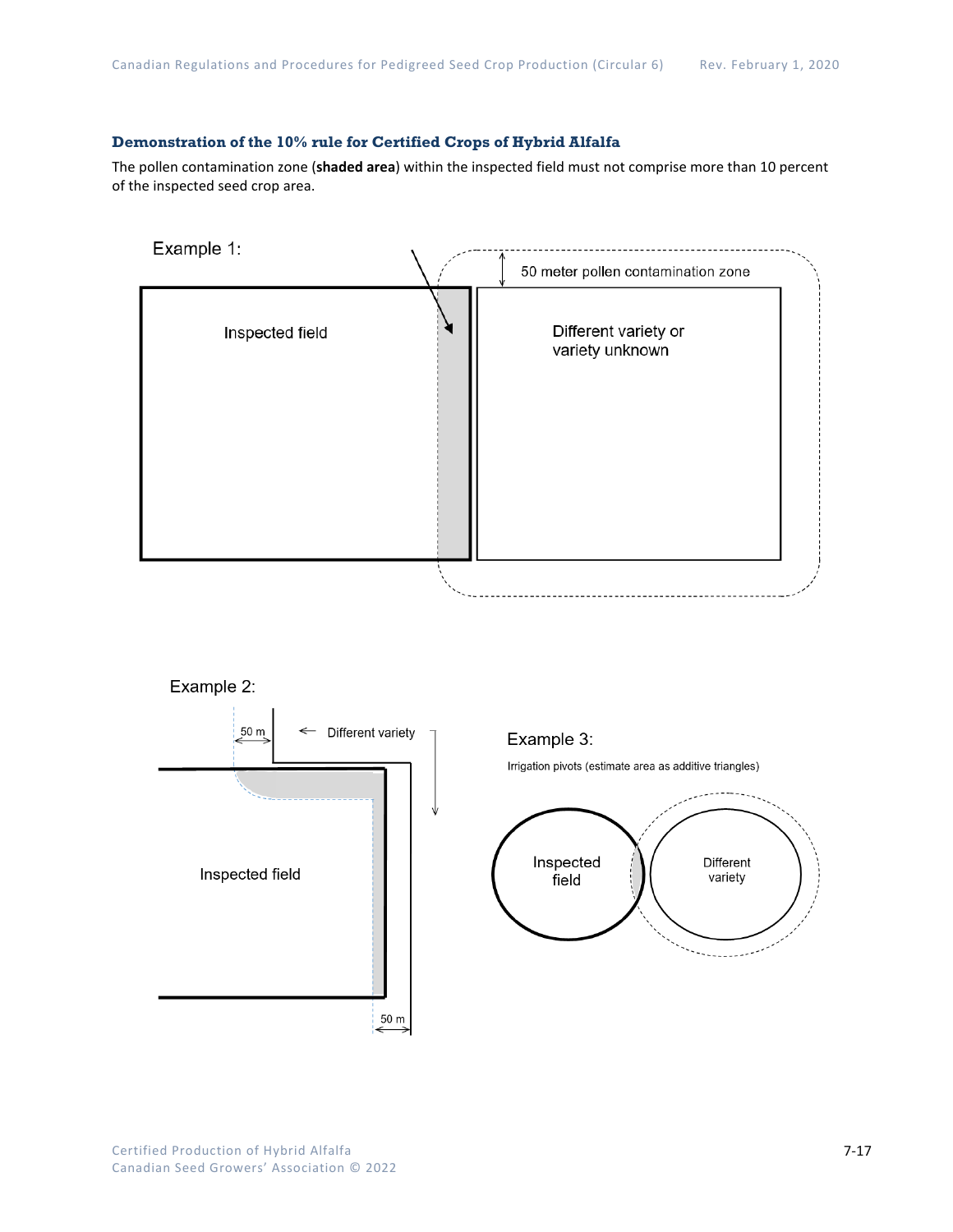### Demonstration of the 10% rule for Certified Crops of Hybrid Alfalfa

The pollen contamination zone (**shaded area**) within the inspected field must not comprise more than 10 percent of the inspected seed crop area.

Example 1:

50 meter pollen contamination zone

Inspected field

Different variety or variety unknown

Example 2:

50 m

Different variety

Inspected field

50 m

Example 3:

Irrigation pivots (estimate area as additive triangles)

Inspected field

Different variety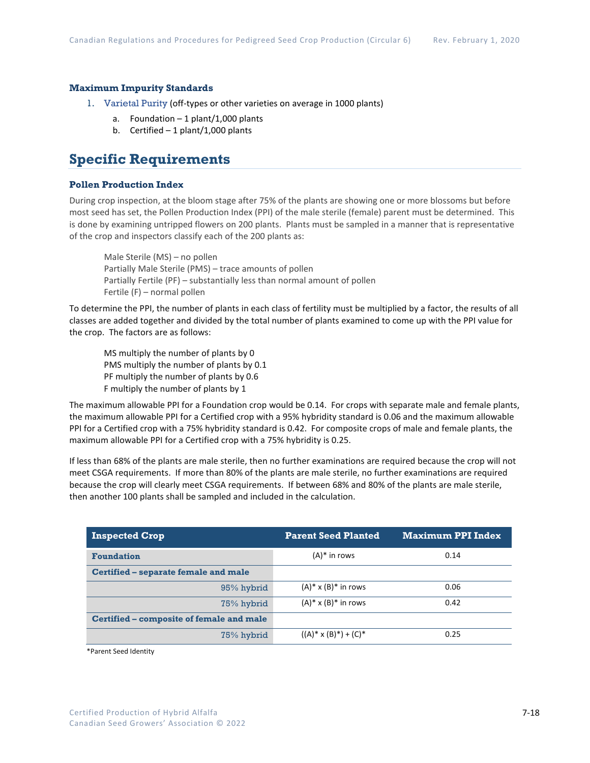### Maximum Impurity Standards

1. Varietal Purity (off-types or other varieties on average in 1000 plants)
   a. Foundation – 1 plant/1,000 plants
   b. Certified – 1 plant/1,000 plants

## Specific Requirements

### Pollen Production Index

During crop inspection, at the bloom stage after 75% of the plants are showing one or more blossoms but before most seed has set, the Pollen Production Index (PPI) of the male sterile (female) parent must be determined. This is done by examining untripped flowers on 200 plants. Plants must be sampled in a manner that is representative of the crop and inspectors classify each of the 200 plants as:

Male Sterile (MS) – no pollen
Partially Male Sterile (PMS) – trace amounts of pollen
Partially Fertile (PF) – substantially less than normal amount of pollen
Fertile (F) – normal pollen

To determine the PPI, the number of plants in each class of fertility must be multiplied by a factor, the results of all classes are added together and divided by the total number of plants examined to come up with the PPI value for the crop. The factors are as follows:

MS multiply the number of plants by 0
PMS multiply the number of plants by 0.1
PF multiply the number of plants by 0.6
F multiply the number of plants by 1

The maximum allowable PPI for a Foundation crop would be 0.14. For crops with separate male and female plants, the maximum allowable PPI for a Certified crop with a 95% hybridity standard is 0.06 and the maximum allowable PPI for a Certified crop with a 75% hybridity standard is 0.42. For composite crops of male and female plants, the maximum allowable PPI for a Certified crop with a 75% hybridity is 0.25.

If less than 68% of the plants are male sterile, then no further examinations are required because the crop will not meet CSGA requirements. If more than 80% of the plants are male sterile, no further examinations are required because the crop will clearly meet CSGA requirements. If between 68% and 80% of the plants are male sterile, then another 100 plants shall be sampled and included in the calculation.

| Inspected Crop | Parent Seed Planted | Maximum PPI Index |
|---|---|---|
| **Foundation** | (A)* in rows | 0.14 |
| **Certified – separate female and male** | | |
| 95% hybrid | (A)* x (B)* in rows | 0.06 |
| 75% hybrid | (A)* x (B)* in rows | 0.42 |
| **Certified – composite of female and male** | | |
| 75% hybrid | ((A)* x (B)*) + (C)* | 0.25 |

*Parent Seed Identity